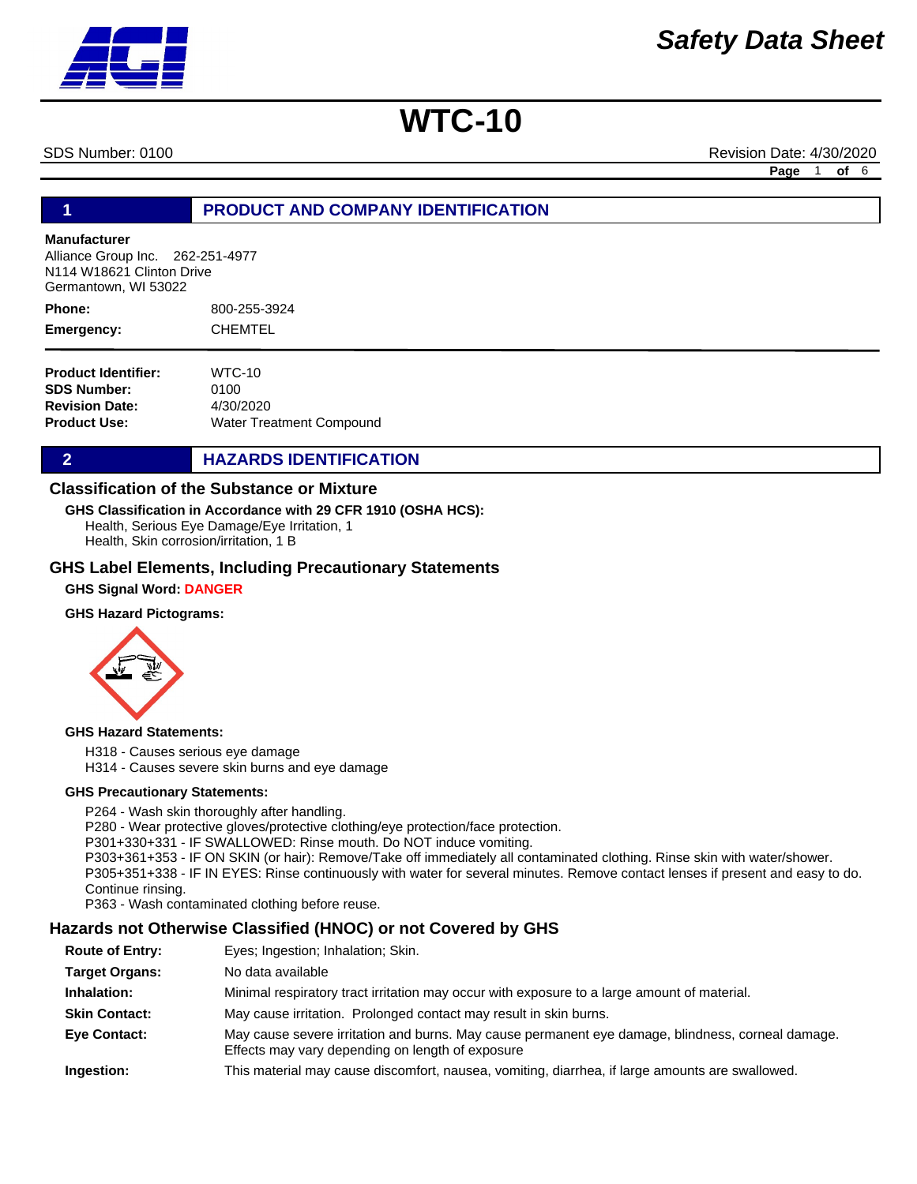# Safety Data Sheet

# WTC-10

SDS Number: 0100 Revision Date: 4/30/2020

## 1 PRODUCT AND COMPANY IDENTIFICATION

**Manufacturer**
Alliance Group Inc. 262-251-4977
N114 W18621 Clinton Drive
Germantown, WI 53022

**Phone:** 800-255-3924

**Emergency:** CHEMTEL

**Product Identifier:** WTC-10
**SDS Number:** 0100
**Revision Date:** 4/30/2020
**Product Use:** Water Treatment Compound

## 2 HAZARDS IDENTIFICATION

### Classification of the Substance or Mixture

**GHS Classification in Accordance with 29 CFR 1910 (OSHA HCS):**
Health, Serious Eye Damage/Eye Irritation, 1
Health, Skin corrosion/irritation, 1 B

### GHS Label Elements, Including Precautionary Statements

**GHS Signal Word: DANGER**

**GHS Hazard Pictograms:**

**GHS Hazard Statements:**

H318 - Causes serious eye damage
H314 - Causes severe skin burns and eye damage

**GHS Precautionary Statements:**

P264 - Wash skin thoroughly after handling.
P280 - Wear protective gloves/protective clothing/eye protection/face protection.
P301+330+331 - IF SWALLOWED: Rinse mouth. Do NOT induce vomiting.
P303+361+353 - IF ON SKIN (or hair): Remove/Take off immediately all contaminated clothing. Rinse skin with water/shower.
P305+351+338 - IF IN EYES: Rinse continuously with water for several minutes. Remove contact lenses if present and easy to do. Continue rinsing.
P363 - Wash contaminated clothing before reuse.

### Hazards not Otherwise Classified (HNOC) or not Covered by GHS

**Route of Entry:** Eyes; Ingestion; Inhalation; Skin.

**Target Organs:** No data available

**Inhalation:** Minimal respiratory tract irritation may occur with exposure to a large amount of material.

**Skin Contact:** May cause irritation. Prolonged contact may result in skin burns.

**Eye Contact:** May cause severe irritation and burns. May cause permanent eye damage, blindness, corneal damage. Effects may vary depending on length of exposure

**Ingestion:** This material may cause discomfort, nausea, vomiting, diarrhea, if large amounts are swallowed.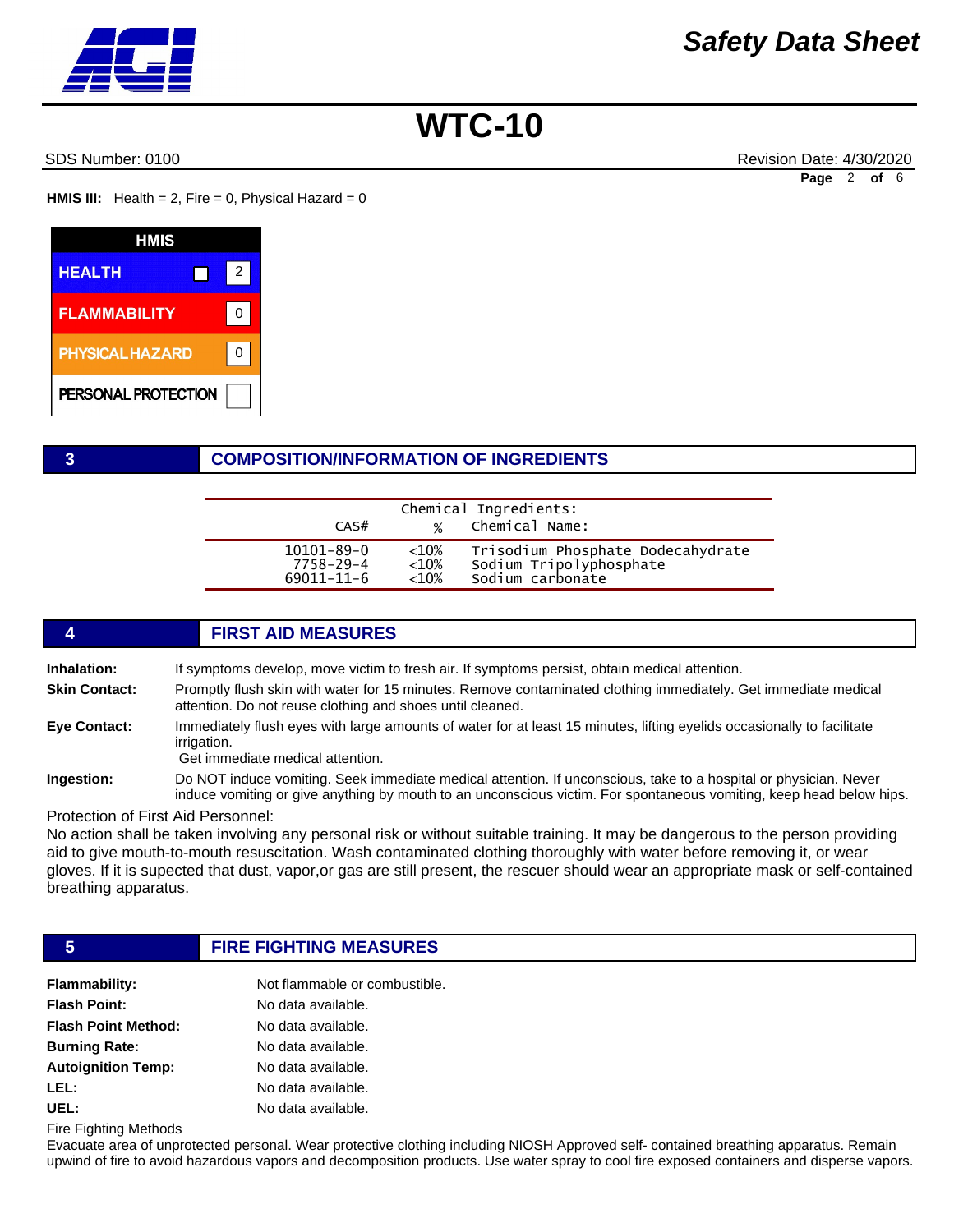**HMIS III:** Health = 2, Fire = 0, Physical Hazard = 0

| HMIS | |
|---|---|
| HEALTH | 2 |
| FLAMMABILITY | 0 |
| PHYSICAL HAZARD | 0 |
| PERSONAL PROTECTION | |

## 3 COMPOSITION/INFORMATION OF INGREDIENTS

Chemical Ingredients:

| CAS# | % | Chemical Name: |
|---|---|---|
| 10101-89-0 | <10% | Trisodium Phosphate Dodecahydrate |
| 7758-29-4 | <10% | Sodium Tripolyphosphate |
| 69011-11-6 | <10% | Sodium carbonate |

## 4 FIRST AID MEASURES

**Inhalation:** If symptoms develop, move victim to fresh air. If symptoms persist, obtain medical attention.

**Skin Contact:** Promptly flush skin with water for 15 minutes. Remove contaminated clothing immediately. Get immediate medical attention. Do not reuse clothing and shoes until cleaned.

**Eye Contact:** Immediately flush eyes with large amounts of water for at least 15 minutes, lifting eyelids occasionally to facilitate irrigation.
Get immediate medical attention.

**Ingestion:** Do NOT induce vomiting. Seek immediate medical attention. If unconscious, take to a hospital or physician. Never induce vomiting or give anything by mouth to an unconscious victim. For spontaneous vomiting, keep head below hips.

Protection of First Aid Personnel:
No action shall be taken involving any personal risk or without suitable training. It may be dangerous to the person providing aid to give mouth-to-mouth resuscitation. Wash contaminated clothing thoroughly with water before removing it, or wear gloves. If it is supected that dust, vapor,or gas are still present, the rescuer should wear an appropriate mask or self-contained breathing apparatus.

## 5 FIRE FIGHTING MEASURES

**Flammability:** Not flammable or combustible.
**Flash Point:** No data available.
**Flash Point Method:** No data available.
**Burning Rate:** No data available.
**Autoignition Temp:** No data available.
**LEL:** No data available.
**UEL:** No data available.

Fire Fighting Methods
Evacuate area of unprotected personal. Wear protective clothing including NIOSH Approved self- contained breathing apparatus. Remain upwind of fire to avoid hazardous vapors and decomposition products. Use water spray to cool fire exposed containers and disperse vapors.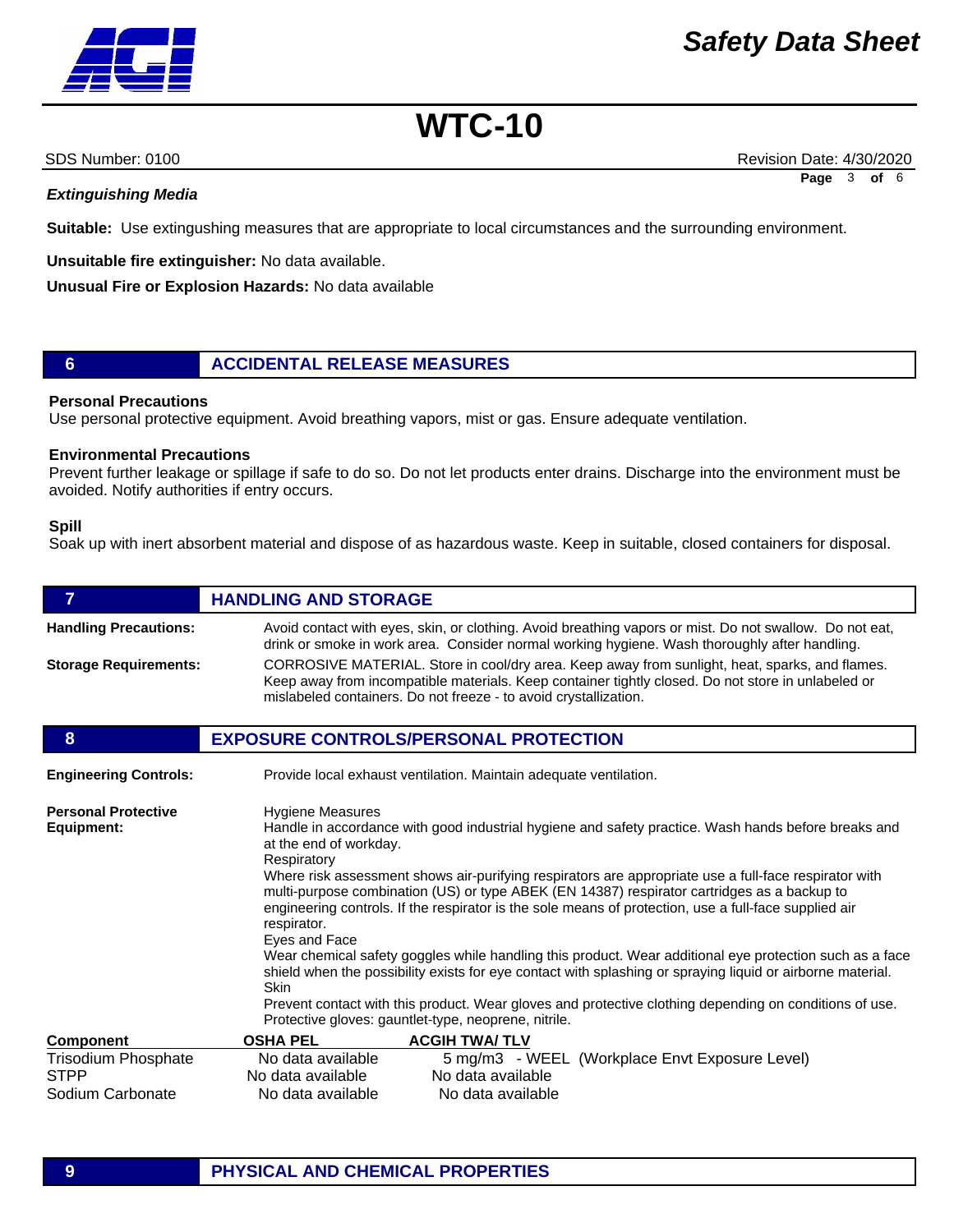### Extinguishing Media

**Suitable:** Use extingushing measures that are appropriate to local circumstances and the surrounding environment.

**Unsuitable fire extinguisher:** No data available.

**Unusual Fire or Explosion Hazards:** No data available

## 6 ACCIDENTAL RELEASE MEASURES

**Personal Precautions**
Use personal protective equipment. Avoid breathing vapors, mist or gas. Ensure adequate ventilation.

**Environmental Precautions**
Prevent further leakage or spillage if safe to do so. Do not let products enter drains. Discharge into the environment must be avoided. Notify authorities if entry occurs.

**Spill**
Soak up with inert absorbent material and dispose of as hazardous waste. Keep in suitable, closed containers for disposal.

## 7 HANDLING AND STORAGE

**Handling Precautions:** Avoid contact with eyes, skin, or clothing. Avoid breathing vapors or mist. Do not swallow. Do not eat, drink or smoke in work area. Consider normal working hygiene. Wash thoroughly after handling.

**Storage Requirements:** CORROSIVE MATERIAL. Store in cool/dry area. Keep away from sunlight, heat, sparks, and flames. Keep away from incompatible materials. Keep container tightly closed. Do not store in unlabeled or mislabeled containers. Do not freeze - to avoid crystallization.

## 8 EXPOSURE CONTROLS/PERSONAL PROTECTION

**Engineering Controls:** Provide local exhaust ventilation. Maintain adequate ventilation.

**Personal Protective Equipment:**

Hygiene Measures
Handle in accordance with good industrial hygiene and safety practice. Wash hands before breaks and at the end of workday.

Respiratory
Where risk assessment shows air-purifying respirators are appropriate use a full-face respirator with multi-purpose combination (US) or type ABEK (EN 14387) respirator cartridges as a backup to engineering controls. If the respirator is the sole means of protection, use a full-face supplied air respirator.

Eyes and Face
Wear chemical safety goggles while handling this product. Wear additional eye protection such as a face shield when the possibility exists for eye contact with splashing or spraying liquid or airborne material.

Skin
Prevent contact with this product. Wear gloves and protective clothing depending on conditions of use. Protective gloves: gauntlet-type, neoprene, nitrile.

| Component | OSHA PEL | ACGIH TWA/ TLV |
|---|---|---|
| Trisodium Phosphate | No data available | 5 mg/m3 - WEEL (Workplace Envt Exposure Level) |
| STPP | No data available | No data available |
| Sodium Carbonate | No data available | No data available |

## 9 PHYSICAL AND CHEMICAL PROPERTIES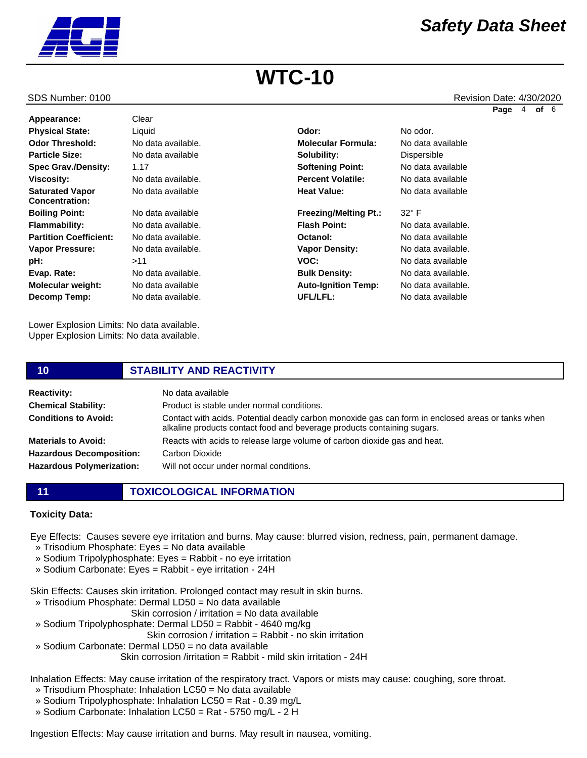# WTC-10

SDS Number: 0100 | Revision Date: 4/30/2020

| | | | |
|---|---|---|---|
| **Appearance:** | Clear | | |
| **Physical State:** | Liquid | **Odor:** | No odor. |
| **Odor Threshold:** | No data available. | **Molecular Formula:** | No data available |
| **Particle Size:** | No data available | **Solubility:** | Dispersible |
| **Spec Grav./Density:** | 1.17 | **Softening Point:** | No data available |
| **Viscosity:** | No data available. | **Percent Volatile:** | No data available |
| **Saturated Vapor Concentration:** | No data available | **Heat Value:** | No data available |
| **Boiling Point:** | No data available | **Freezing/Melting Pt.:** | 32° F |
| **Flammability:** | No data available. | **Flash Point:** | No data available. |
| **Partition Coefficient:** | No data available. | **Octanol:** | No data available |
| **Vapor Pressure:** | No data available. | **Vapor Density:** | No data available. |
| **pH:** | >11 | **VOC:** | No data available |
| **Evap. Rate:** | No data available. | **Bulk Density:** | No data available. |
| **Molecular weight:** | No data available | **Auto-Ignition Temp:** | No data available. |
| **Decomp Temp:** | No data available. | **UFL/LFL:** | No data available |

Lower Explosion Limits: No data available.
Upper Explosion Limits: No data available.

## 10 STABILITY AND REACTIVITY

| | |
|---|---|
| **Reactivity:** | No data available |
| **Chemical Stability:** | Product is stable under normal conditions. |
| **Conditions to Avoid:** | Contact with acids. Potential deadly carbon monoxide gas can form in enclosed areas or tanks when alkaline products contact food and beverage products containing sugars. |
| **Materials to Avoid:** | Reacts with acids to release large volume of carbon dioxide gas and heat. |
| **Hazardous Decomposition:** | Carbon Dioxide |
| **Hazardous Polymerization:** | Will not occur under normal conditions. |

## 11 TOXICOLOGICAL INFORMATION

**Toxicity Data:**

Eye Effects: Causes severe eye irritation and burns. May cause: blurred vision, redness, pain, permanent damage.
- » Trisodium Phosphate: Eyes = No data available
- » Sodium Tripolyphosphate: Eyes = Rabbit - no eye irritation
- » Sodium Carbonate: Eyes = Rabbit - eye irritation - 24H

Skin Effects: Causes skin irritation. Prolonged contact may result in skin burns.
- » Trisodium Phosphate: Dermal LD50 = No data available
  Skin corrosion / irritation = No data available
- » Sodium Tripolyphosphate: Dermal LD50 = Rabbit - 4640 mg/kg
  Skin corrosion / irritation = Rabbit - no skin irritation
- » Sodium Carbonate: Dermal LD50 = no data available
  Skin corrosion /irritation = Rabbit - mild skin irritation - 24H

Inhalation Effects: May cause irritation of the respiratory tract. Vapors or mists may cause: coughing, sore throat.
- » Trisodium Phosphate: Inhalation LC50 = No data available
- » Sodium Tripolyphosphate: Inhalation LC50 = Rat - 0.39 mg/L
- » Sodium Carbonate: Inhalation LC50 = Rat - 5750 mg/L - 2 H

Ingestion Effects: May cause irritation and burns. May result in nausea, vomiting.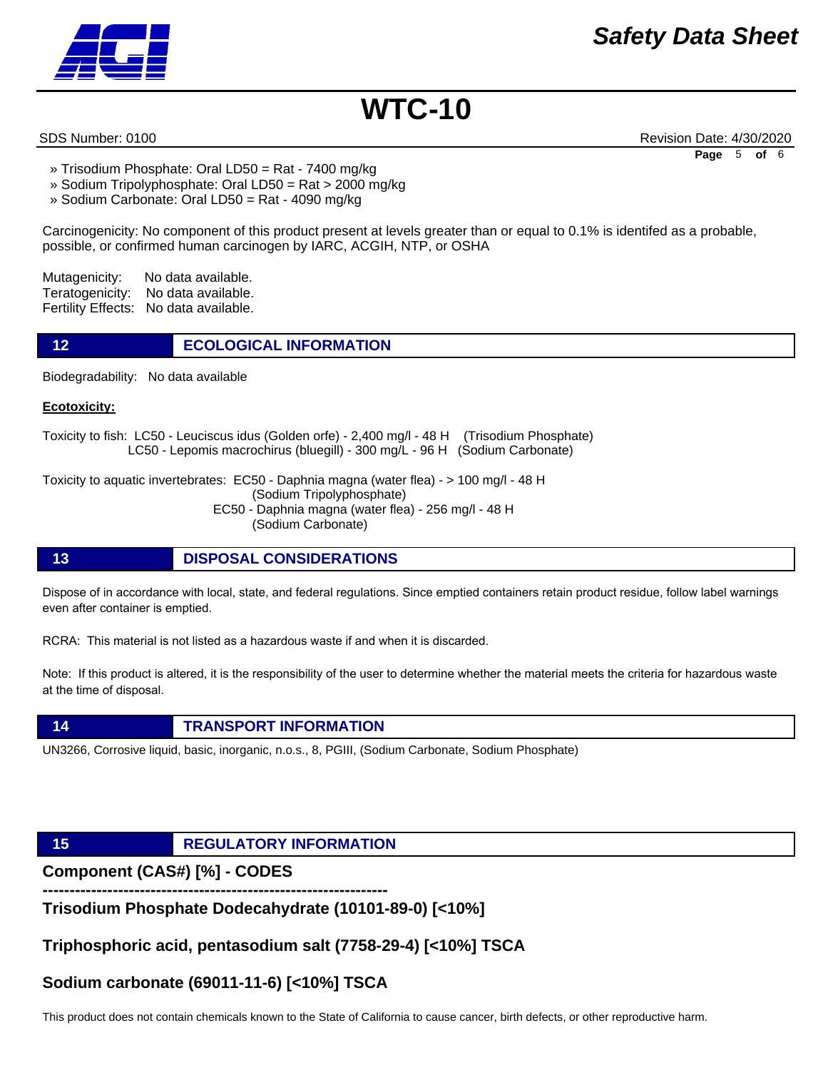» Trisodium Phosphate: Oral LD50 = Rat - 7400 mg/kg
» Sodium Tripolyphosphate: Oral LD50 = Rat > 2000 mg/kg
» Sodium Carbonate: Oral LD50 = Rat - 4090 mg/kg

Carcinogenicity: No component of this product present at levels greater than or equal to 0.1% is identifed as a probable, possible, or confirmed human carcinogen by IARC, ACGIH, NTP, or OSHA

Mutagenicity: No data available.
Teratogenicity: No data available.
Fertility Effects: No data available.

## 12 ECOLOGICAL INFORMATION

Biodegradability: No data available

**Ecotoxicity:**

Toxicity to fish: LC50 - Leuciscus idus (Golden orfe) - 2,400 mg/l - 48 H (Trisodium Phosphate)
LC50 - Lepomis macrochirus (bluegill) - 300 mg/L - 96 H (Sodium Carbonate)

Toxicity to aquatic invertebrates: EC50 - Daphnia magna (water flea) - > 100 mg/l - 48 H (Sodium Tripolyphosphate)
EC50 - Daphnia magna (water flea) - 256 mg/l - 48 H (Sodium Carbonate)

## 13 DISPOSAL CONSIDERATIONS

Dispose of in accordance with local, state, and federal regulations. Since emptied containers retain product residue, follow label warnings even after container is emptied.

RCRA: This material is not listed as a hazardous waste if and when it is discarded.

Note: If this product is altered, it is the responsibility of the user to determine whether the material meets the criteria for hazardous waste at the time of disposal.

## 14 TRANSPORT INFORMATION

UN3266, Corrosive liquid, basic, inorganic, n.o.s., 8, PGIII, (Sodium Carbonate, Sodium Phosphate)

## 15 REGULATORY INFORMATION

**Component (CAS#) [%] - CODES**

----------------------------------------------------------------

**Trisodium Phosphate Dodecahydrate (10101-89-0) [<10%]**

**Triphosphoric acid, pentasodium salt (7758-29-4) [<10%] TSCA**

**Sodium carbonate (69011-11-6) [<10%] TSCA**

This product does not contain chemicals known to the State of California to cause cancer, birth defects, or other reproductive harm.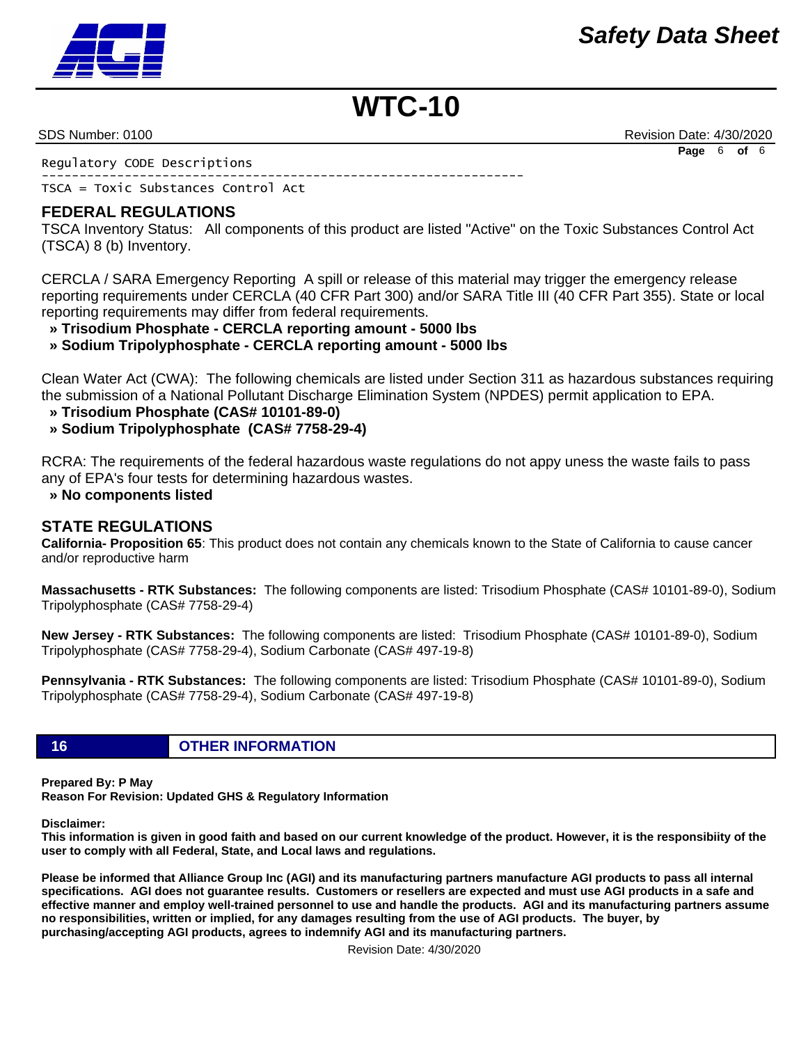```
Regulatory CODE Descriptions
----------------------------------------------------------------
TSCA = Toxic Substances Control Act
```

## FEDERAL REGULATIONS

TSCA Inventory Status: All components of this product are listed "Active" on the Toxic Substances Control Act (TSCA) 8 (b) Inventory.

CERCLA / SARA Emergency Reporting A spill or release of this material may trigger the emergency release reporting requirements under CERCLA (40 CFR Part 300) and/or SARA Title III (40 CFR Part 355). State or local reporting requirements may differ from federal requirements.

- **» Trisodium Phosphate - CERCLA reporting amount - 5000 lbs**
- **» Sodium Tripolyphosphate - CERCLA reporting amount - 5000 lbs**

Clean Water Act (CWA): The following chemicals are listed under Section 311 as hazardous substances requiring the submission of a National Pollutant Discharge Elimination System (NPDES) permit application to EPA.

- **» Trisodium Phosphate (CAS# 10101-89-0)**
- **» Sodium Tripolyphosphate (CAS# 7758-29-4)**

RCRA: The requirements of the federal hazardous waste regulations do not appy uness the waste fails to pass any of EPA's four tests for determining hazardous wastes.

- **» No components listed**

## STATE REGULATIONS

**California- Proposition 65**: This product does not contain any chemicals known to the State of California to cause cancer and/or reproductive harm

**Massachusetts - RTK Substances:** The following components are listed: Trisodium Phosphate (CAS# 10101-89-0), Sodium Tripolyphosphate (CAS# 7758-29-4)

**New Jersey - RTK Substances:** The following components are listed: Trisodium Phosphate (CAS# 10101-89-0), Sodium Tripolyphosphate (CAS# 7758-29-4), Sodium Carbonate (CAS# 497-19-8)

**Pennsylvania - RTK Substances:** The following components are listed: Trisodium Phosphate (CAS# 10101-89-0), Sodium Tripolyphosphate (CAS# 7758-29-4), Sodium Carbonate (CAS# 497-19-8)

## 16 OTHER INFORMATION

**Prepared By: P May**
**Reason For Revision: Updated GHS & Regulatory Information**

**Disclaimer:**
**This information is given in good faith and based on our current knowledge of the product. However, it is the responsibiity of the user to comply with all Federal, State, and Local laws and regulations.**

**Please be informed that Alliance Group Inc (AGI) and its manufacturing partners manufacture AGI products to pass all internal specifications. AGI does not guarantee results. Customers or resellers are expected and must use AGI products in a safe and effective manner and employ well-trained personnel to use and handle the products. AGI and its manufacturing partners assume no responsibilities, written or implied, for any damages resulting from the use of AGI products. The buyer, by purchasing/accepting AGI products, agrees to indemnify AGI and its manufacturing partners.**